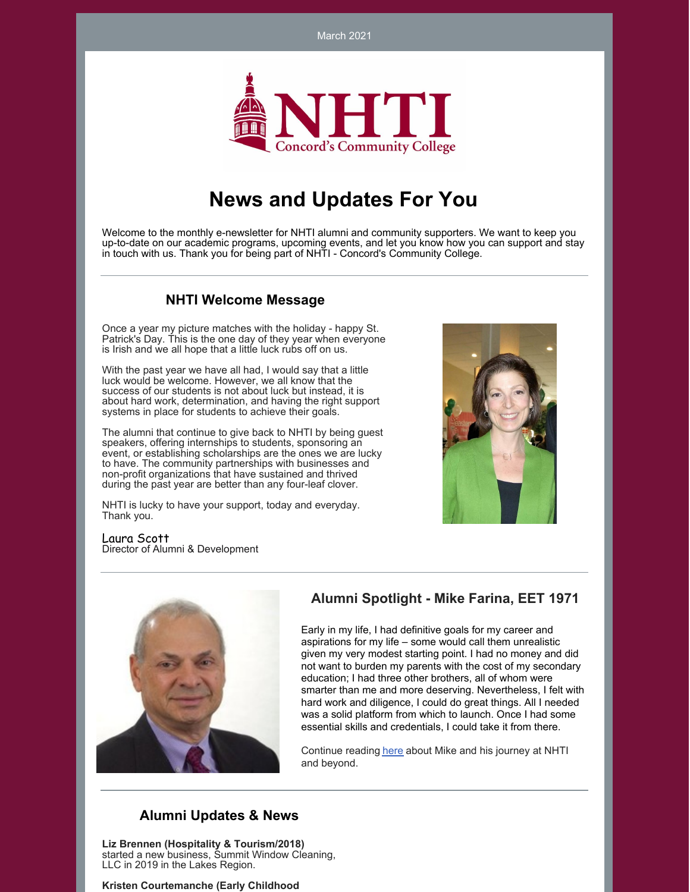March 2021

NHTI Concord's Community College

# News and Updates For You

Welcome to the monthly e-newsletter for NHTI alumni and community supporters. We want to keep you up-to-date on our academic programs, upcoming events, and let you know how you can support and stay in touch with us. Thank you for being part of NHTI - Concord's Community College.

## NHTI Welcome Message

Once a year my picture matches with the holiday - happy St. Patrick's Day. This is the one day of they year when everyone is Irish and we all hope that a little luck rubs off on us.

With the past year we have all had, I would say that a little luck would be welcome. However, we all know that the success of our students is not about luck but instead, it is about hard work, determination, and having the right support systems in place for students to achieve their goals.

The alumni that continue to give back to NHTI by being guest speakers, offering internships to students, sponsoring an event, or establishing scholarships are the ones we are lucky to have. The community partnerships with businesses and non-profit organizations that have sustained and thrived during the past year are better than any four-leaf clover.

NHTI is lucky to have your support, today and everyday. Thank you.

Laura Scott
Director of Alumni & Development

## Alumni Spotlight - Mike Farina, EET 1971

Early in my life, I had definitive goals for my career and aspirations for my life – some would call them unrealistic given my very modest starting point. I had no money and did not want to burden my parents with the cost of my secondary education; I had three other brothers, all of whom were smarter than me and more deserving. Nevertheless, I felt with hard work and diligence, I could do great things. All I needed was a solid platform from which to launch. Once I had some essential skills and credentials, I could take it from there.

Continue reading here about Mike and his journey at NHTI and beyond.

## Alumni Updates & News

**Liz Brennen (Hospitality & Tourism/2018)**
started a new business, Summit Window Cleaning, LLC in 2019 in the Lakes Region.

**Kristen Courtemanche (Early Childhood**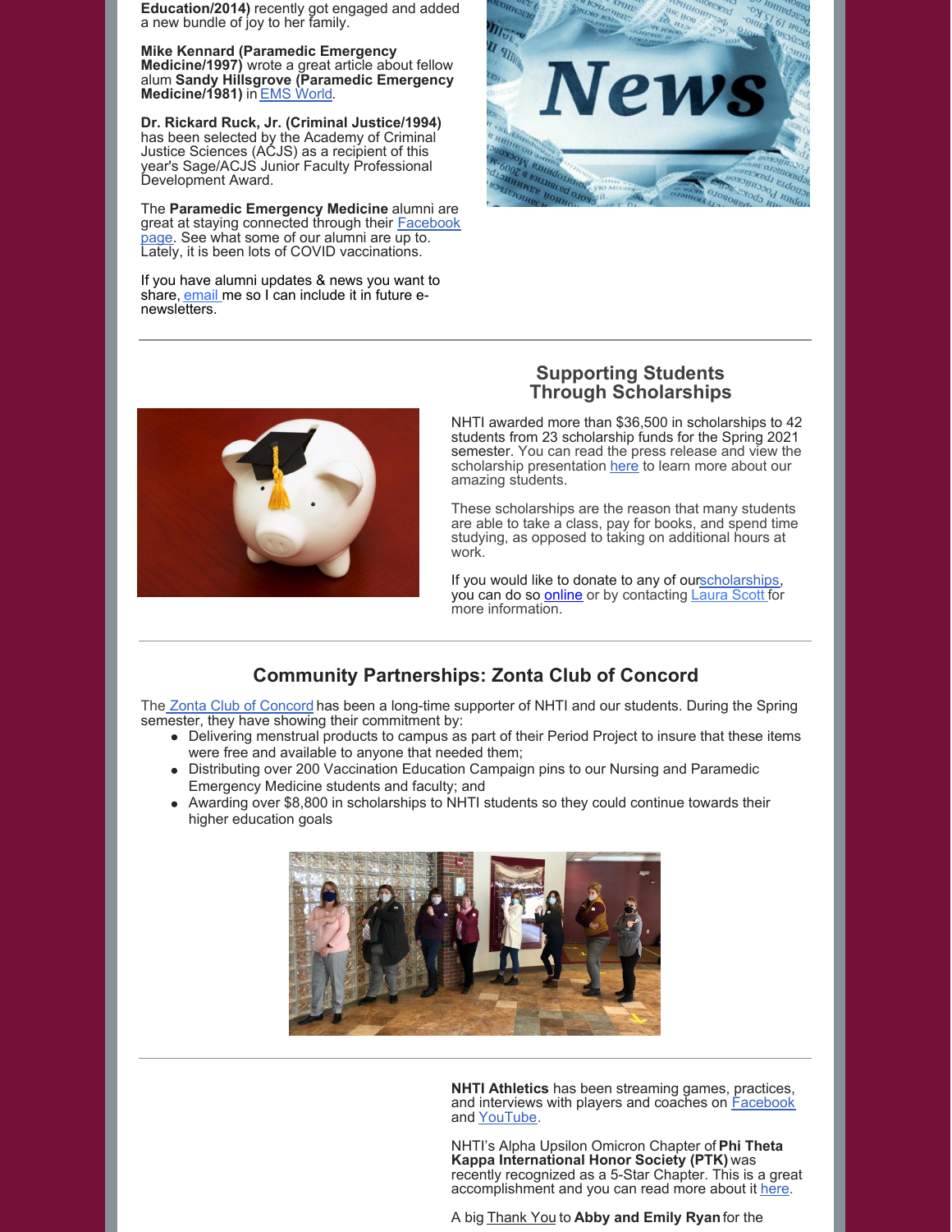**Education/2014)** recently got engaged and added a new bundle of joy to her family.

**Mike Kennard (Paramedic Emergency Medicine/1997)** wrote a great article about fellow alum **Sandy Hillsgrove (Paramedic Emergency Medicine/1981)** in EMS World.

**Dr. Rickard Ruck, Jr. (Criminal Justice/1994)** has been selected by the Academy of Criminal Justice Sciences (ACJS) as a recipient of this year's Sage/ACJS Junior Faculty Professional Development Award.

The **Paramedic Emergency Medicine** alumni are great at staying connected through their Facebook page. See what some of our alumni are up to. Lately, it is been lots of COVID vaccinations.

If you have alumni updates & news you want to share, email me so I can include it in future e-newsletters.

## Supporting Students Through Scholarships

NHTI awarded more than $36,500 in scholarships to 42 students from 23 scholarship funds for the Spring 2021 semester. You can read the press release and view the scholarship presentation here to learn more about our amazing students.

These scholarships are the reason that many students are able to take a class, pay for books, and spend time studying, as opposed to taking on additional hours at work.

If you would like to donate to any of ourscholarships, you can do so online or by contacting Laura Scott for more information.

## Community Partnerships: Zonta Club of Concord

The Zonta Club of Concord has been a long-time supporter of NHTI and our students. During the Spring semester, they have showing their commitment by:

- Delivering menstrual products to campus as part of their Period Project to insure that these items were free and available to anyone that needed them;
- Distributing over 200 Vaccination Education Campaign pins to our Nursing and Paramedic Emergency Medicine students and faculty; and
- Awarding over $8,800 in scholarships to NHTI students so they could continue towards their higher education goals

**NHTI Athletics** has been streaming games, practices, and interviews with players and coaches on Facebook and YouTube.

NHTI's Alpha Upsilon Omicron Chapter of **Phi Theta Kappa International Honor Society (PTK)** was recently recognized as a 5-Star Chapter. This is a great accomplishment and you can read more about it here.

A big Thank You to **Abby and Emily Ryan** for the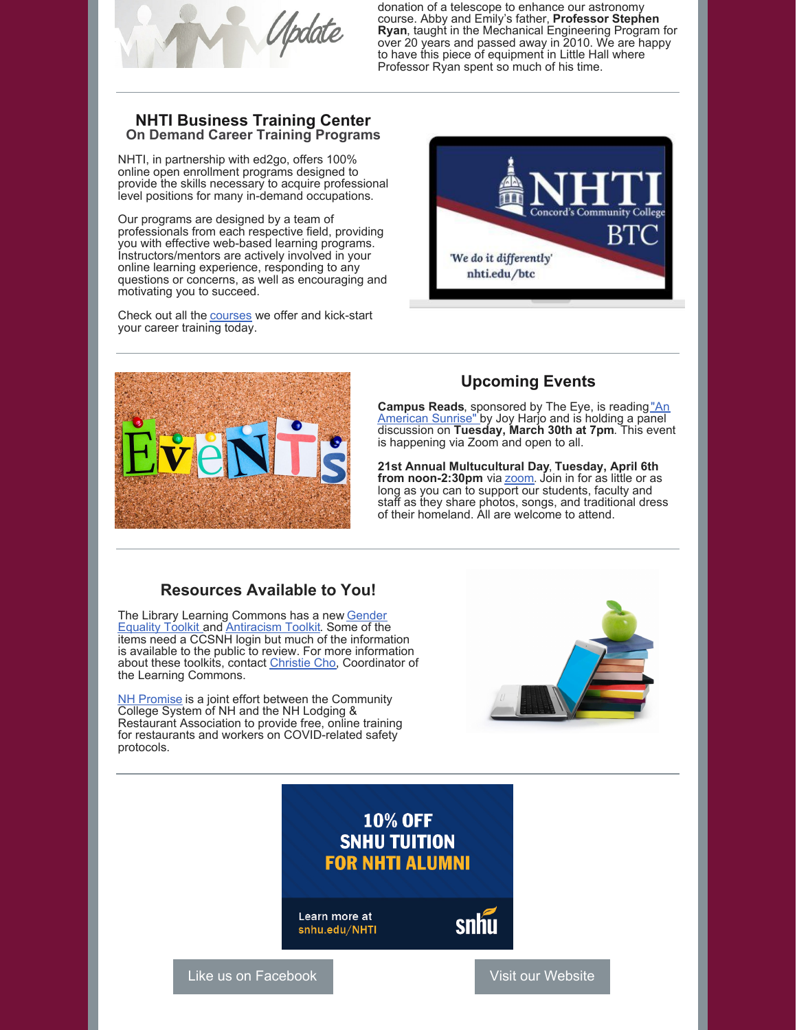donation of a telescope to enhance our astronomy course. Abby and Emily's father, **Professor Stephen Ryan**, taught in the Mechanical Engineering Program for over 20 years and passed away in 2010. We are happy to have this piece of equipment in Little Hall where Professor Ryan spent so much of his time.

## NHTI Business Training Center
### On Demand Career Training Programs

NHTI, in partnership with ed2go, offers 100% online open enrollment programs designed to provide the skills necessary to acquire professional level positions for many in-demand occupations.

Our programs are designed by a team of professionals from each respective field, providing you with effective web-based learning programs. Instructors/mentors are actively involved in your online learning experience, responding to any questions or concerns, as well as encouraging and motivating you to succeed.

Check out all the courses we offer and kick-start your career training today.

## Upcoming Events

**Campus Reads**, sponsored by The Eye, is reading "An American Sunrise" by Joy Harjo and is holding a panel discussion on **Tuesday, March 30th at 7pm**. This event is happening via Zoom and open to all.

**21st Annual Multucultural Day**, **Tuesday, April 6th from noon-2:30pm** via zoom. Join in for as little or as long as you can to support our students, faculty and staff as they share photos, songs, and traditional dress of their homeland. All are welcome to attend.

## Resources Available to You!

The Library Learning Commons has a new Gender Equality Toolkit and Antiracism Toolkit. Some of the items need a CCSNH login but much of the information is available to the public to review. For more information about these toolkits, contact Christie Cho, Coordinator of the Learning Commons.

NH Promise is a joint effort between the Community College System of NH and the NH Lodging & Restaurant Association to provide free, online training for restaurants and workers on COVID-related safety protocols.

Like us on Facebook

Visit our Website